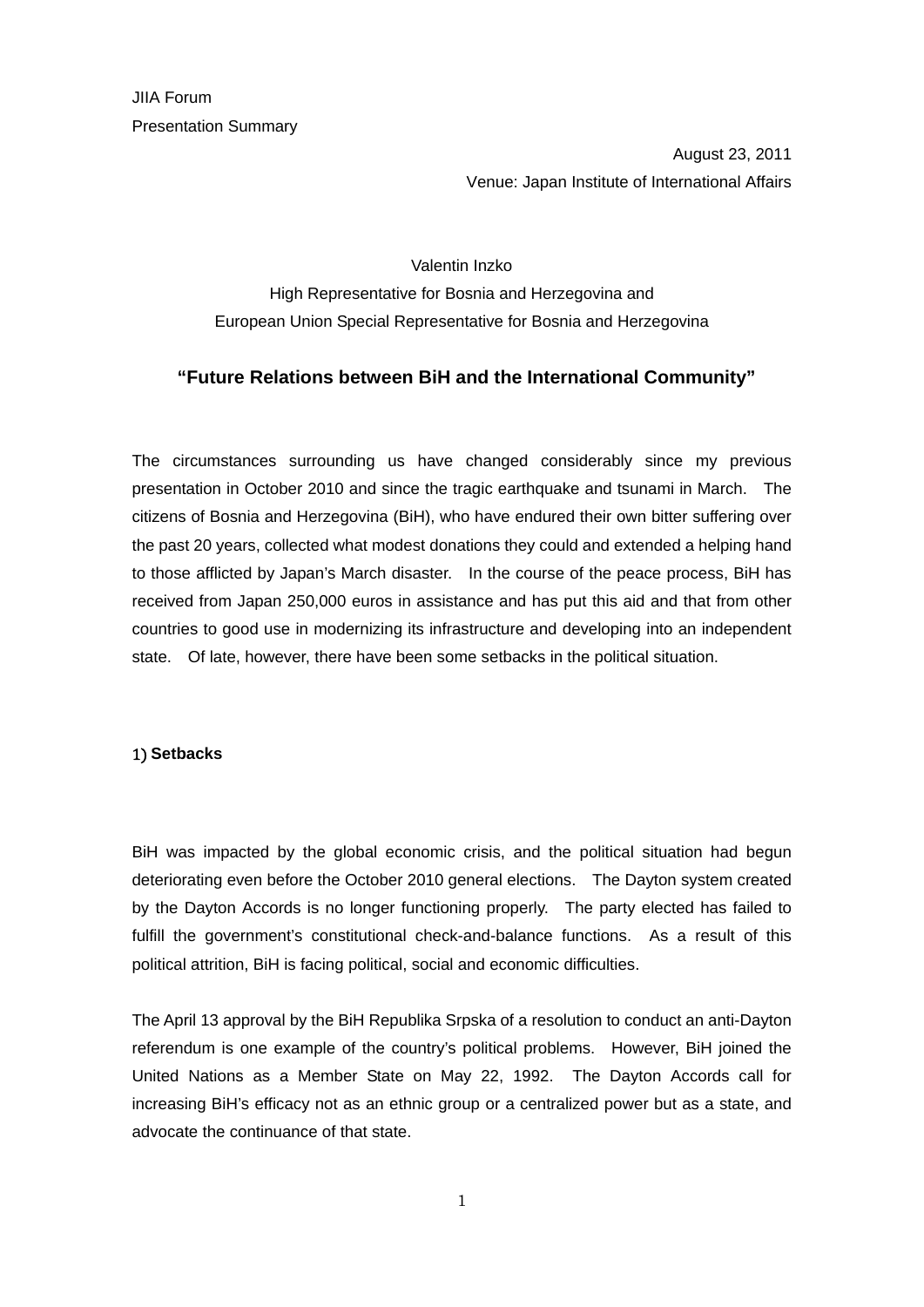JIIA Forum

Presentation Summary

August 23, 2011

Venue: Japan Institute of International Affairs

Valentin Inzko

High Representative for Bosnia and Herzegovina and

European Union Special Representative for Bosnia and Herzegovina

# “Future Relations between BiH and the International Community”

The circumstances surrounding us have changed considerably since my previous presentation in October 2010 and since the tragic earthquake and tsunami in March. The citizens of Bosnia and Herzegovina (BiH), who have endured their own bitter suffering over the past 20 years, collected what modest donations they could and extended a helping hand to those afflicted by Japan’s March disaster. In the course of the peace process, BiH has received from Japan 250,000 euros in assistance and has put this aid and that from other countries to good use in modernizing its infrastructure and developing into an independent state. Of late, however, there have been some setbacks in the political situation.

## 1) **Setbacks**

BiH was impacted by the global economic crisis, and the political situation had begun deteriorating even before the October 2010 general elections. The Dayton system created by the Dayton Accords is no longer functioning properly. The party elected has failed to fulfill the government’s constitutional check-and-balance functions. As a result of this political attrition, BiH is facing political, social and economic difficulties.

The April 13 approval by the BiH Republika Srpska of a resolution to conduct an anti-Dayton referendum is one example of the country’s political problems. However, BiH joined the United Nations as a Member State on May 22, 1992. The Dayton Accords call for increasing BiH’s efficacy not as an ethnic group or a centralized power but as a state, and advocate the continuance of that state.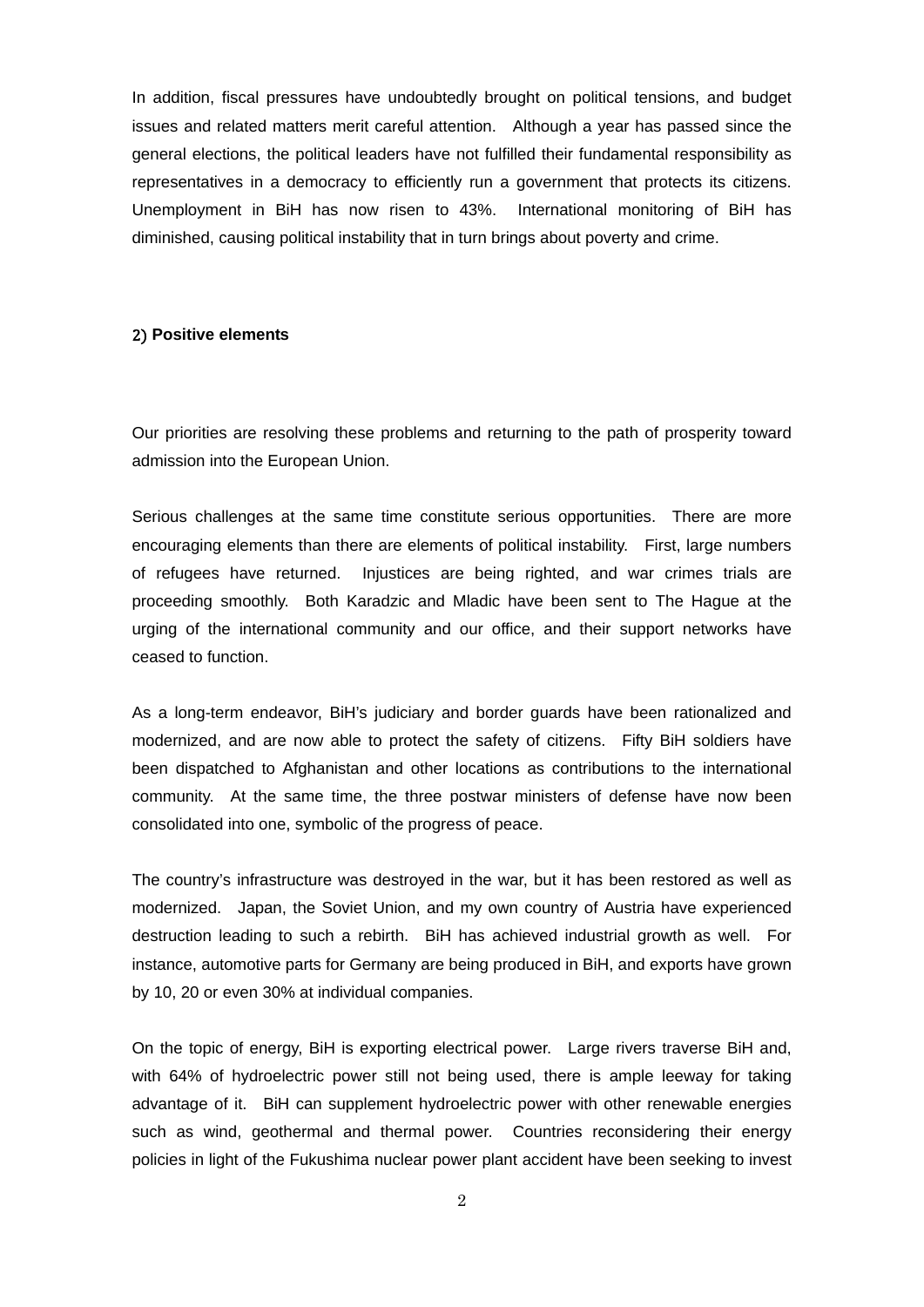In addition, fiscal pressures have undoubtedly brought on political tensions, and budget issues and related matters merit careful attention. Although a year has passed since the general elections, the political leaders have not fulfilled their fundamental responsibility as representatives in a democracy to efficiently run a government that protects its citizens. Unemployment in BiH has now risen to 43%. International monitoring of BiH has diminished, causing political instability that in turn brings about poverty and crime.

### 2) Positive elements

Our priorities are resolving these problems and returning to the path of prosperity toward admission into the European Union.

Serious challenges at the same time constitute serious opportunities. There are more encouraging elements than there are elements of political instability. First, large numbers of refugees have returned. Injustices are being righted, and war crimes trials are proceeding smoothly. Both Karadzic and Mladic have been sent to The Hague at the urging of the international community and our office, and their support networks have ceased to function.

As a long-term endeavor, BiH's judiciary and border guards have been rationalized and modernized, and are now able to protect the safety of citizens. Fifty BiH soldiers have been dispatched to Afghanistan and other locations as contributions to the international community. At the same time, the three postwar ministers of defense have now been consolidated into one, symbolic of the progress of peace.

The country's infrastructure was destroyed in the war, but it has been restored as well as modernized. Japan, the Soviet Union, and my own country of Austria have experienced destruction leading to such a rebirth. BiH has achieved industrial growth as well. For instance, automotive parts for Germany are being produced in BiH, and exports have grown by 10, 20 or even 30% at individual companies.

On the topic of energy, BiH is exporting electrical power. Large rivers traverse BiH and, with 64% of hydroelectric power still not being used, there is ample leeway for taking advantage of it. BiH can supplement hydroelectric power with other renewable energies such as wind, geothermal and thermal power. Countries reconsidering their energy policies in light of the Fukushima nuclear power plant accident have been seeking to invest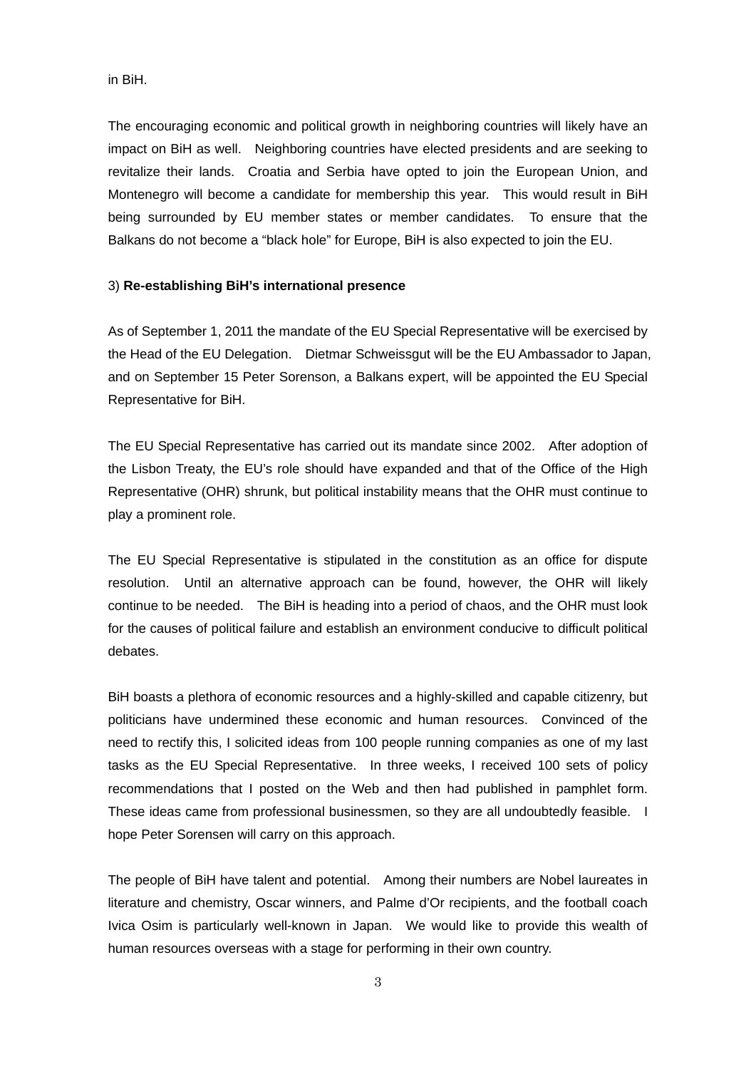in BiH.

The encouraging economic and political growth in neighboring countries will likely have an impact on BiH as well. Neighboring countries have elected presidents and are seeking to revitalize their lands. Croatia and Serbia have opted to join the European Union, and Montenegro will become a candidate for membership this year. This would result in BiH being surrounded by EU member states or member candidates. To ensure that the Balkans do not become a "black hole" for Europe, BiH is also expected to join the EU.

3) **Re-establishing BiH's international presence**

As of September 1, 2011 the mandate of the EU Special Representative will be exercised by the Head of the EU Delegation. Dietmar Schweissgut will be the EU Ambassador to Japan, and on September 15 Peter Sorenson, a Balkans expert, will be appointed the EU Special Representative for BiH.

The EU Special Representative has carried out its mandate since 2002. After adoption of the Lisbon Treaty, the EU's role should have expanded and that of the Office of the High Representative (OHR) shrunk, but political instability means that the OHR must continue to play a prominent role.

The EU Special Representative is stipulated in the constitution as an office for dispute resolution. Until an alternative approach can be found, however, the OHR will likely continue to be needed. The BiH is heading into a period of chaos, and the OHR must look for the causes of political failure and establish an environment conducive to difficult political debates.

BiH boasts a plethora of economic resources and a highly-skilled and capable citizenry, but politicians have undermined these economic and human resources. Convinced of the need to rectify this, I solicited ideas from 100 people running companies as one of my last tasks as the EU Special Representative. In three weeks, I received 100 sets of policy recommendations that I posted on the Web and then had published in pamphlet form. These ideas came from professional businessmen, so they are all undoubtedly feasible. I hope Peter Sorensen will carry on this approach.

The people of BiH have talent and potential. Among their numbers are Nobel laureates in literature and chemistry, Oscar winners, and Palme d'Or recipients, and the football coach Ivica Osim is particularly well-known in Japan. We would like to provide this wealth of human resources overseas with a stage for performing in their own country.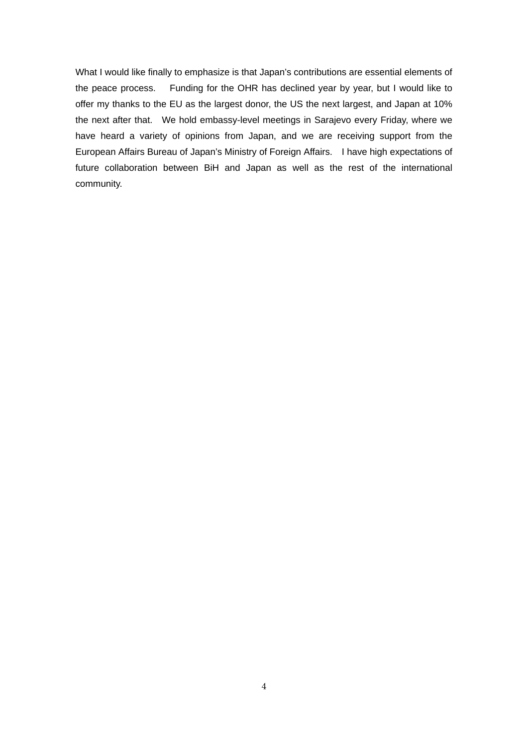What I would like finally to emphasize is that Japan's contributions are essential elements of the peace process. Funding for the OHR has declined year by year, but I would like to offer my thanks to the EU as the largest donor, the US the next largest, and Japan at 10% the next after that. We hold embassy-level meetings in Sarajevo every Friday, where we have heard a variety of opinions from Japan, and we are receiving support from the European Affairs Bureau of Japan's Ministry of Foreign Affairs. I have high expectations of future collaboration between BiH and Japan as well as the rest of the international community.